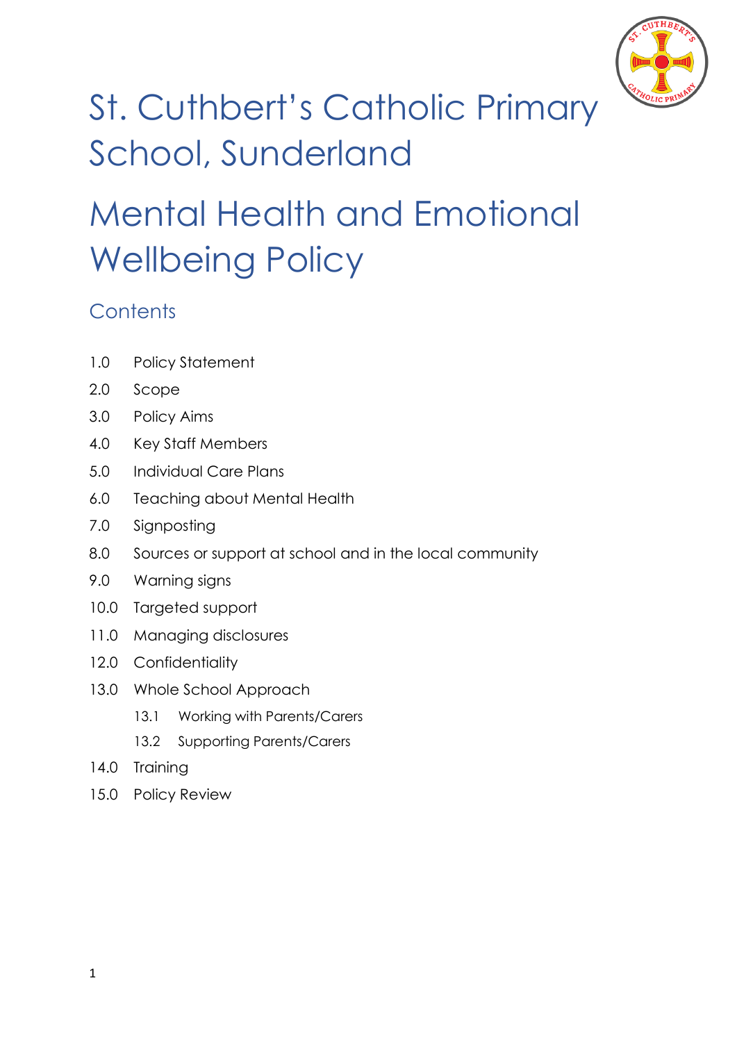# St. Cuthbert's Catholic Primary School, Sunderland

# Mental Health and Emotional Wellbeing Policy

## Contents

1.0 Policy Statement
2.0 Scope
3.0 Policy Aims
4.0 Key Staff Members
5.0 Individual Care Plans
6.0 Teaching about Mental Health
7.0 Signposting
8.0 Sources or support at school and in the local community
9.0 Warning signs
10.0 Targeted support
11.0 Managing disclosures
12.0 Confidentiality
13.0 Whole School Approach
  13.1 Working with Parents/Carers
  13.2 Supporting Parents/Carers
14.0 Training
15.0 Policy Review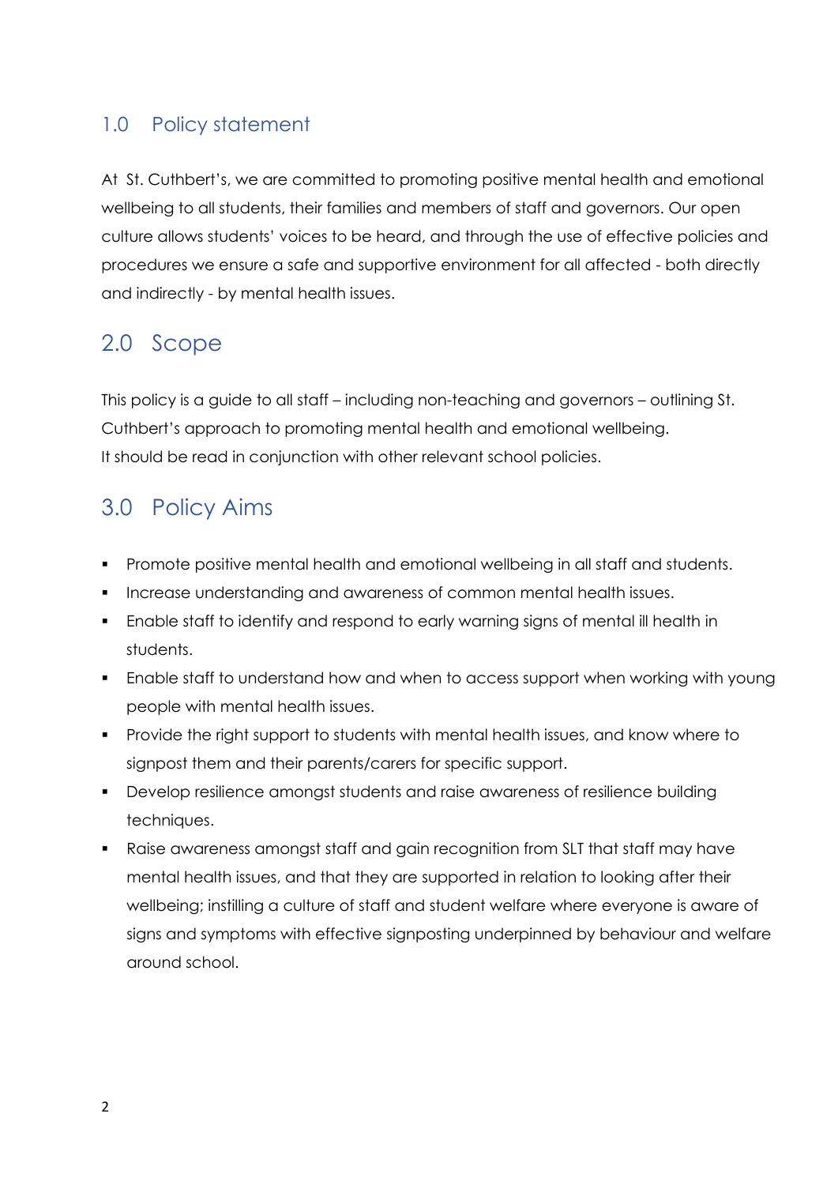## 1.0 Policy statement

At St. Cuthbert's, we are committed to promoting positive mental health and emotional wellbeing to all students, their families and members of staff and governors. Our open culture allows students' voices to be heard, and through the use of effective policies and procedures we ensure a safe and supportive environment for all affected - both directly and indirectly - by mental health issues.

## 2.0 Scope

This policy is a guide to all staff – including non-teaching and governors – outlining St. Cuthbert's approach to promoting mental health and emotional wellbeing.
It should be read in conjunction with other relevant school policies.

## 3.0 Policy Aims

- Promote positive mental health and emotional wellbeing in all staff and students.
- Increase understanding and awareness of common mental health issues.
- Enable staff to identify and respond to early warning signs of mental ill health in students.
- Enable staff to understand how and when to access support when working with young people with mental health issues.
- Provide the right support to students with mental health issues, and know where to signpost them and their parents/carers for specific support.
- Develop resilience amongst students and raise awareness of resilience building techniques.
- Raise awareness amongst staff and gain recognition from SLT that staff may have mental health issues, and that they are supported in relation to looking after their wellbeing; instilling a culture of staff and student welfare where everyone is aware of signs and symptoms with effective signposting underpinned by behaviour and welfare around school.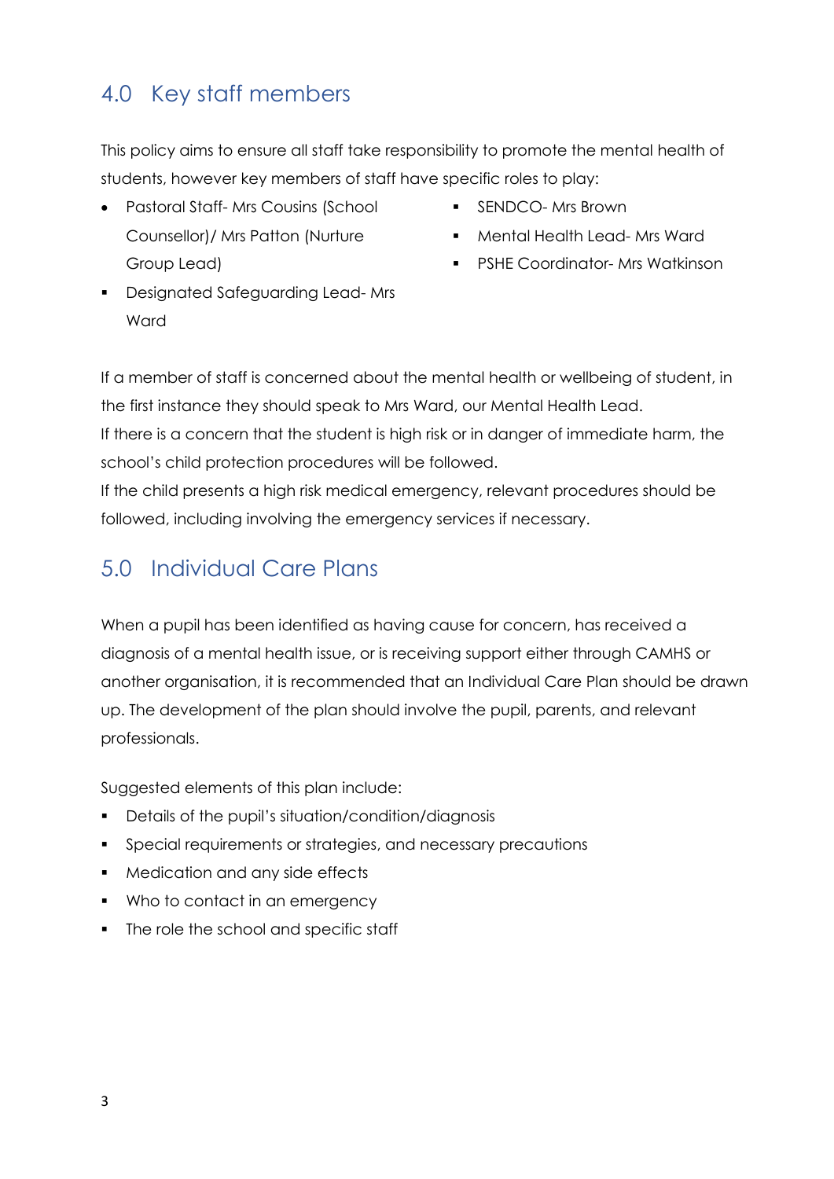## 4.0 Key staff members

This policy aims to ensure all staff take responsibility to promote the mental health of students, however key members of staff have specific roles to play:

- Pastoral Staff- Mrs Cousins (School Counsellor)/ Mrs Patton (Nurture Group Lead)
- Designated Safeguarding Lead- Mrs Ward
- SENDCO- Mrs Brown
- Mental Health Lead- Mrs Ward
- PSHE Coordinator- Mrs Watkinson

If a member of staff is concerned about the mental health or wellbeing of student, in the first instance they should speak to Mrs Ward, our Mental Health Lead.
If there is a concern that the student is high risk or in danger of immediate harm, the school's child protection procedures will be followed.
If the child presents a high risk medical emergency, relevant procedures should be followed, including involving the emergency services if necessary.

## 5.0 Individual Care Plans

When a pupil has been identified as having cause for concern, has received a diagnosis of a mental health issue, or is receiving support either through CAMHS or another organisation, it is recommended that an Individual Care Plan should be drawn up. The development of the plan should involve the pupil, parents, and relevant professionals.

Suggested elements of this plan include:

- Details of the pupil's situation/condition/diagnosis
- Special requirements or strategies, and necessary precautions
- Medication and any side effects
- Who to contact in an emergency
- The role the school and specific staff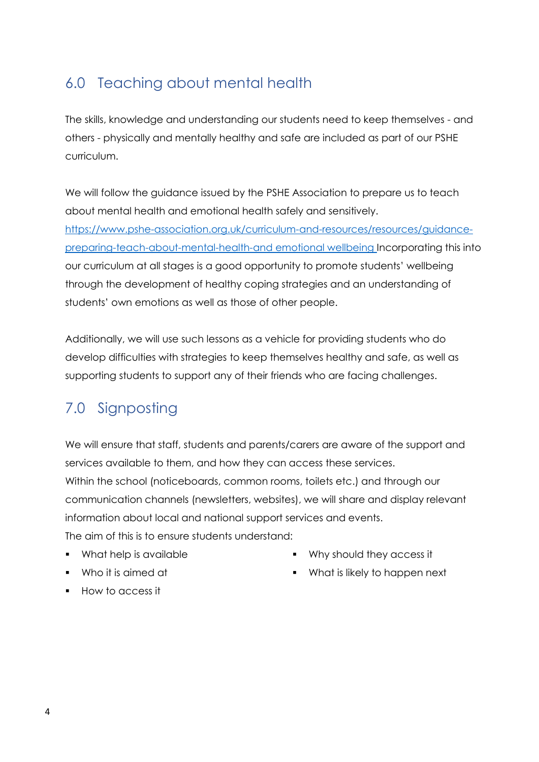## 6.0 Teaching about mental health

The skills, knowledge and understanding our students need to keep themselves - and others - physically and mentally healthy and safe are included as part of our PSHE curriculum.

We will follow the guidance issued by the PSHE Association to prepare us to teach about mental health and emotional health safely and sensitively. [https://www.pshe-association.org.uk/curriculum-and-resources/resources/guidance-preparing-teach-about-mental-health-and emotional wellbeing](https://www.pshe-association.org.uk/curriculum-and-resources/resources/guidance-preparing-teach-about-mental-health-and-emotional-wellbeing) Incorporating this into our curriculum at all stages is a good opportunity to promote students' wellbeing through the development of healthy coping strategies and an understanding of students' own emotions as well as those of other people.

Additionally, we will use such lessons as a vehicle for providing students who do develop difficulties with strategies to keep themselves healthy and safe, as well as supporting students to support any of their friends who are facing challenges.

## 7.0 Signposting

We will ensure that staff, students and parents/carers are aware of the support and services available to them, and how they can access these services.
Within the school (noticeboards, common rooms, toilets etc.) and through our communication channels (newsletters, websites), we will share and display relevant information about local and national support services and events.
The aim of this is to ensure students understand:

- What help is available
- Who it is aimed at
- How to access it
- Why should they access it
- What is likely to happen next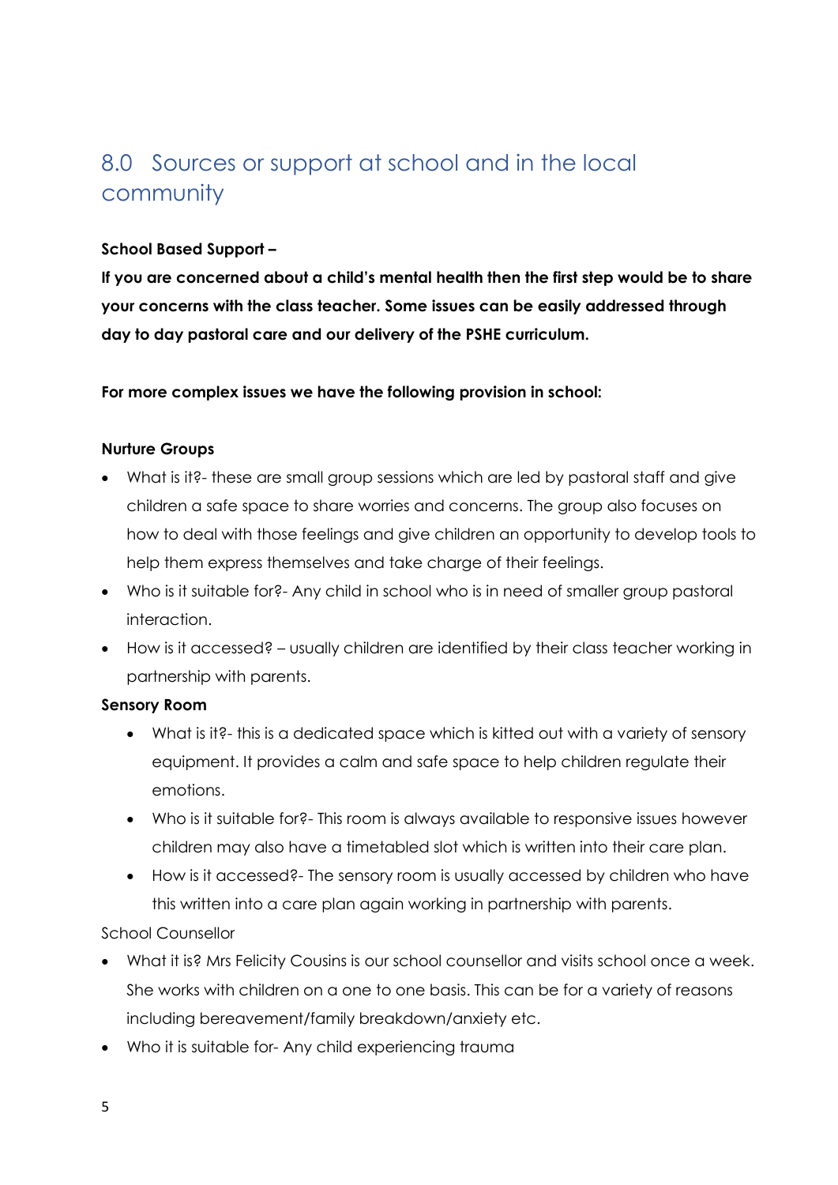## 8.0 Sources or support at school and in the local community

**School Based Support –**

**If you are concerned about a child's mental health then the first step would be to share your concerns with the class teacher. Some issues can be easily addressed through day to day pastoral care and our delivery of the PSHE curriculum.**

**For more complex issues we have the following provision in school:**

**Nurture Groups**

- What is it?- these are small group sessions which are led by pastoral staff and give children a safe space to share worries and concerns. The group also focuses on how to deal with those feelings and give children an opportunity to develop tools to help them express themselves and take charge of their feelings.
- Who is it suitable for?- Any child in school who is in need of smaller group pastoral interaction.
- How is it accessed? – usually children are identified by their class teacher working in partnership with parents.

**Sensory Room**

- What is it?- this is a dedicated space which is kitted out with a variety of sensory equipment. It provides a calm and safe space to help children regulate their emotions.
- Who is it suitable for?- This room is always available to responsive issues however children may also have a timetabled slot which is written into their care plan.
- How is it accessed?- The sensory room is usually accessed by children who have this written into a care plan again working in partnership with parents.

School Counsellor

- What it is? Mrs Felicity Cousins is our school counsellor and visits school once a week. She works with children on a one to one basis. This can be for a variety of reasons including bereavement/family breakdown/anxiety etc.
- Who it is suitable for- Any child experiencing trauma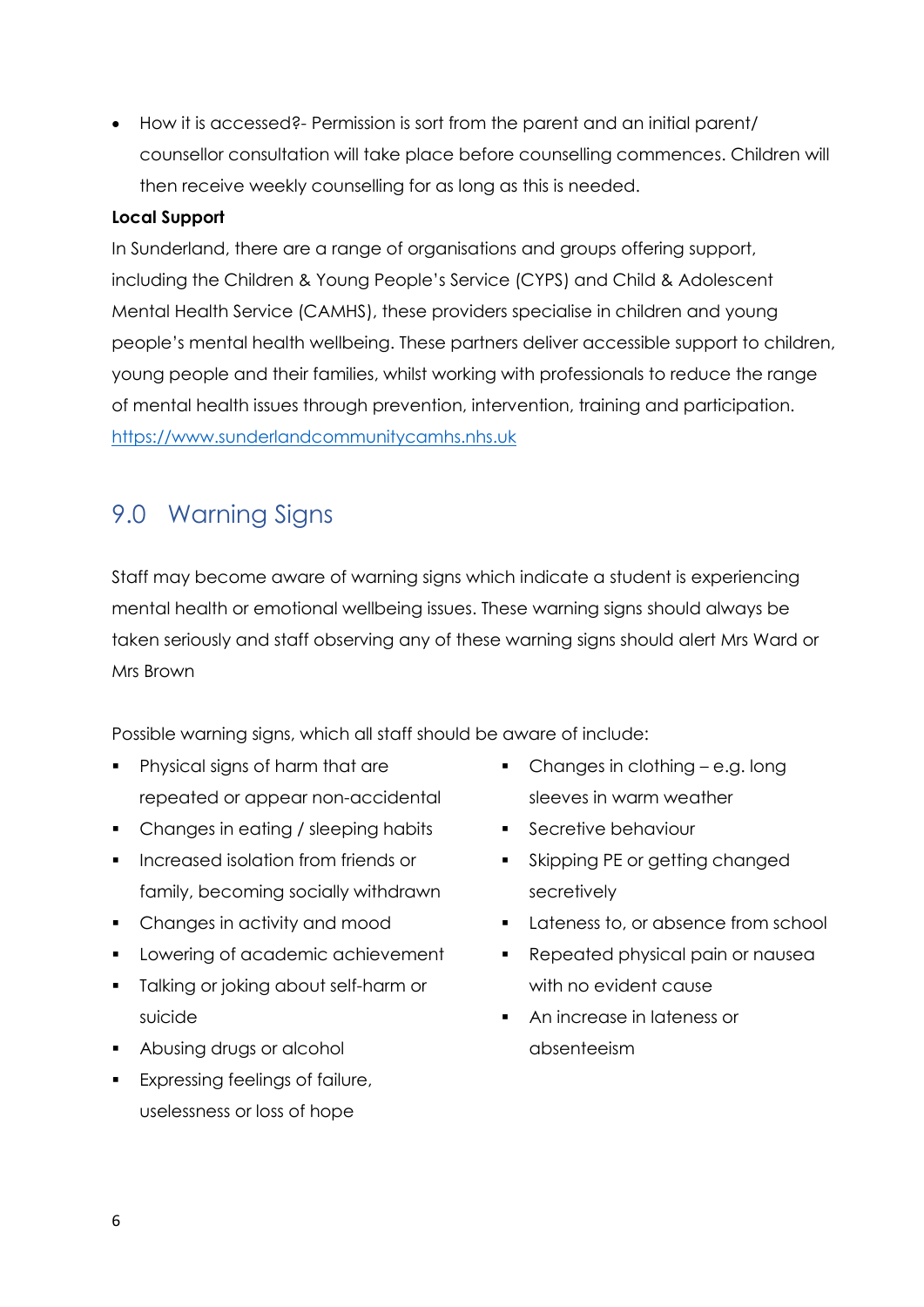- How it is accessed?- Permission is sort from the parent and an initial parent/ counsellor consultation will take place before counselling commences. Children will then receive weekly counselling for as long as this is needed.

**Local Support**

In Sunderland, there are a range of organisations and groups offering support, including the Children & Young People's Service (CYPS) and Child & Adolescent Mental Health Service (CAMHS), these providers specialise in children and young people's mental health wellbeing. These partners deliver accessible support to children, young people and their families, whilst working with professionals to reduce the range of mental health issues through prevention, intervention, training and participation.
https://www.sunderlandcommunitycamhs.nhs.uk

## 9.0 Warning Signs

Staff may become aware of warning signs which indicate a student is experiencing mental health or emotional wellbeing issues. These warning signs should always be taken seriously and staff observing any of these warning signs should alert Mrs Ward or Mrs Brown

Possible warning signs, which all staff should be aware of include:

- Physical signs of harm that are repeated or appear non-accidental
- Changes in eating / sleeping habits
- Increased isolation from friends or family, becoming socially withdrawn
- Changes in activity and mood
- Lowering of academic achievement
- Talking or joking about self-harm or suicide
- Abusing drugs or alcohol
- Expressing feelings of failure, uselessness or loss of hope
- Changes in clothing – e.g. long sleeves in warm weather
- Secretive behaviour
- Skipping PE or getting changed secretively
- Lateness to, or absence from school
- Repeated physical pain or nausea with no evident cause
- An increase in lateness or absenteeism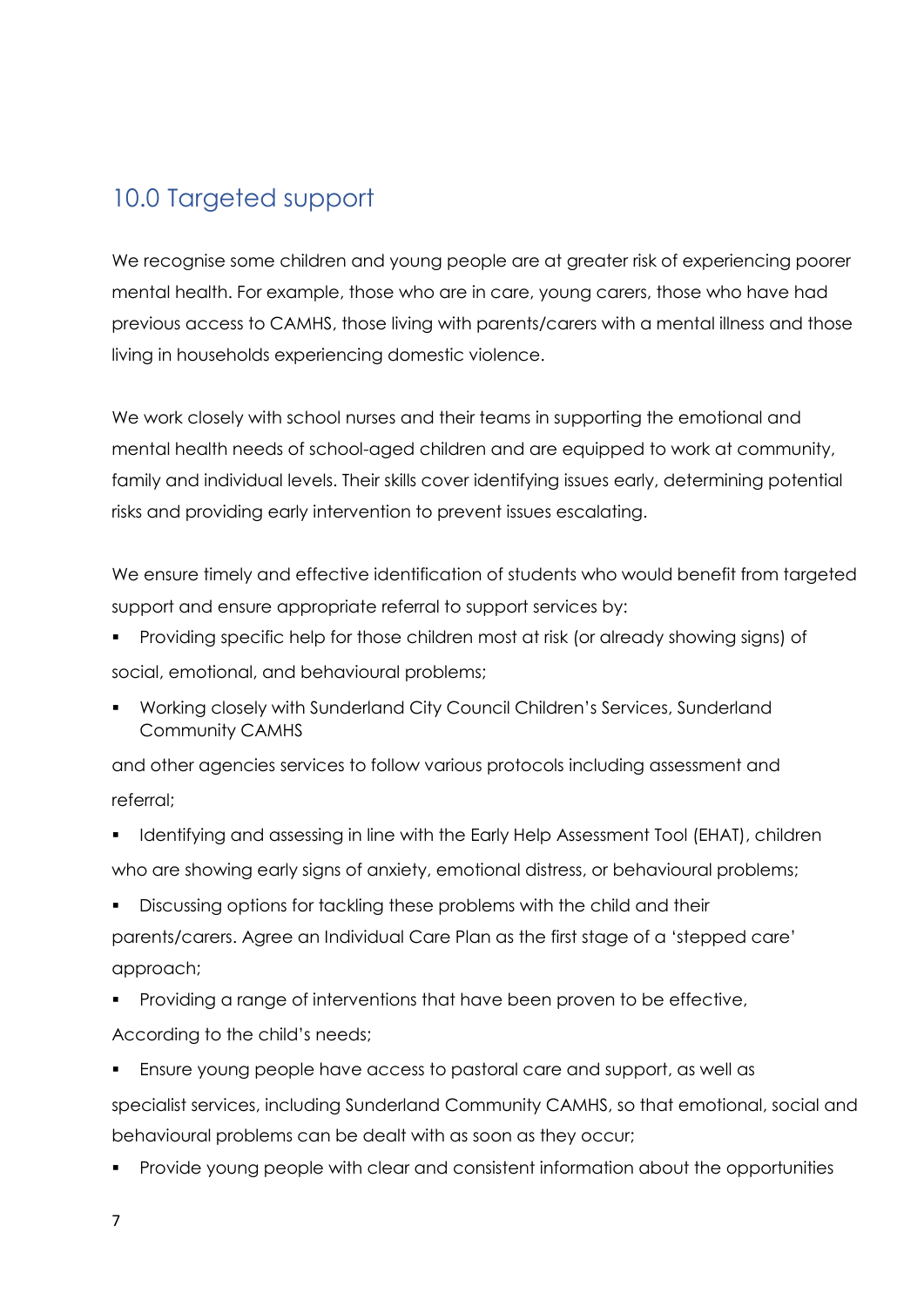## 10.0 Targeted support

We recognise some children and young people are at greater risk of experiencing poorer mental health. For example, those who are in care, young carers, those who have had previous access to CAMHS, those living with parents/carers with a mental illness and those living in households experiencing domestic violence.

We work closely with school nurses and their teams in supporting the emotional and mental health needs of school-aged children and are equipped to work at community, family and individual levels. Their skills cover identifying issues early, determining potential risks and providing early intervention to prevent issues escalating.

We ensure timely and effective identification of students who would benefit from targeted support and ensure appropriate referral to support services by:

- Providing specific help for those children most at risk (or already showing signs) of social, emotional, and behavioural problems;
- Working closely with Sunderland City Council Children's Services, Sunderland Community CAMHS and other agencies services to follow various protocols including assessment and referral;
- Identifying and assessing in line with the Early Help Assessment Tool (EHAT), children who are showing early signs of anxiety, emotional distress, or behavioural problems;
- Discussing options for tackling these problems with the child and their parents/carers. Agree an Individual Care Plan as the first stage of a 'stepped care' approach;
- Providing a range of interventions that have been proven to be effective, According to the child's needs;
- Ensure young people have access to pastoral care and support, as well as specialist services, including Sunderland Community CAMHS, so that emotional, social and behavioural problems can be dealt with as soon as they occur;
- Provide young people with clear and consistent information about the opportunities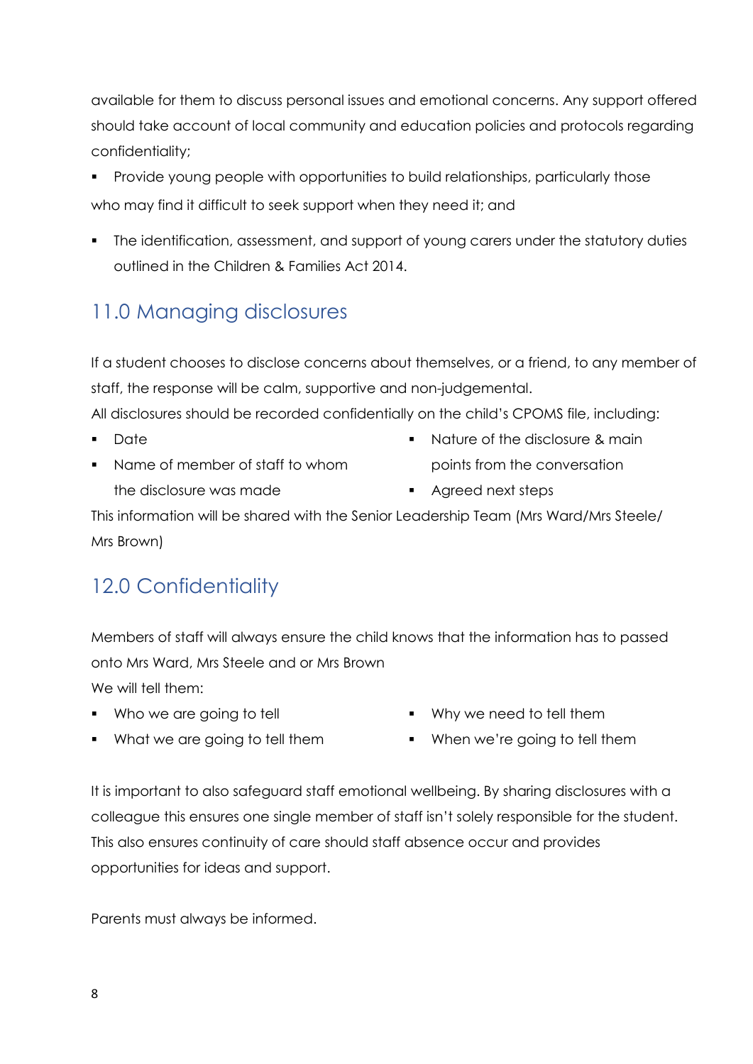available for them to discuss personal issues and emotional concerns. Any support offered should take account of local community and education policies and protocols regarding confidentiality;

- Provide young people with opportunities to build relationships, particularly those who may find it difficult to seek support when they need it; and
- The identification, assessment, and support of young carers under the statutory duties outlined in the Children & Families Act 2014.

## 11.0 Managing disclosures

If a student chooses to disclose concerns about themselves, or a friend, to any member of staff, the response will be calm, supportive and non-judgemental.

All disclosures should be recorded confidentially on the child's CPOMS file, including:

- Date
- Name of member of staff to whom the disclosure was made
- Nature of the disclosure & main points from the conversation
- Agreed next steps

This information will be shared with the Senior Leadership Team (Mrs Ward/Mrs Steele/ Mrs Brown)

## 12.0 Confidentiality

Members of staff will always ensure the child knows that the information has to passed onto Mrs Ward, Mrs Steele and or Mrs Brown

We will tell them:

- Who we are going to tell
- What we are going to tell them
- Why we need to tell them
- When we're going to tell them

It is important to also safeguard staff emotional wellbeing. By sharing disclosures with a colleague this ensures one single member of staff isn't solely responsible for the student. This also ensures continuity of care should staff absence occur and provides opportunities for ideas and support.

Parents must always be informed.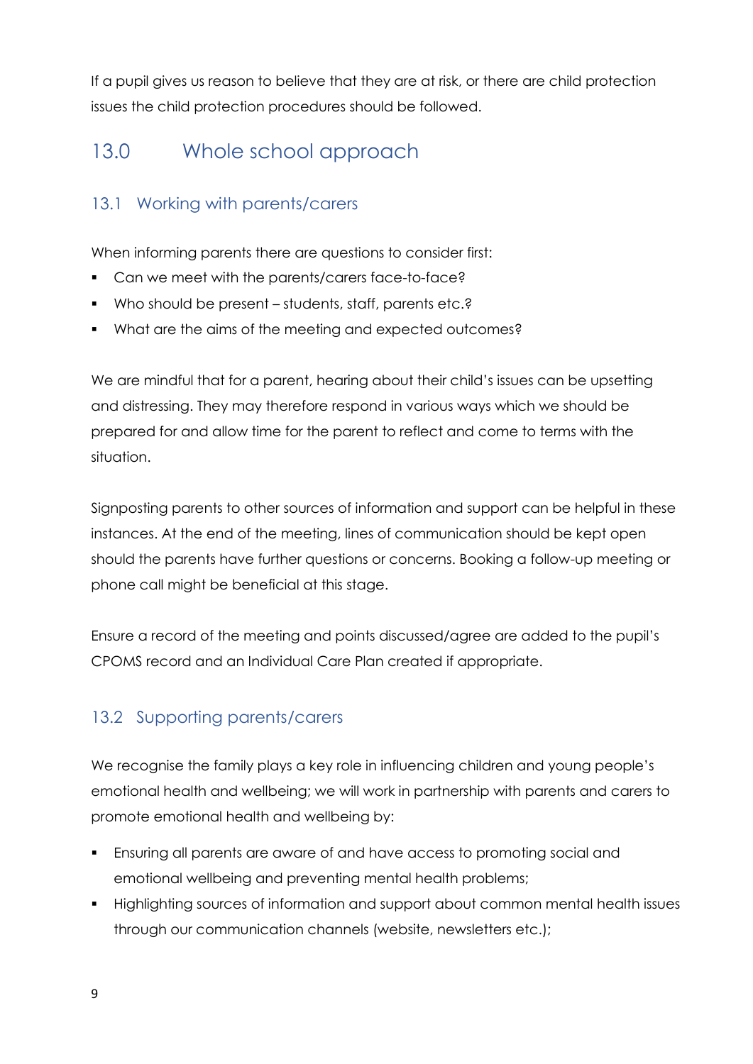If a pupil gives us reason to believe that they are at risk, or there are child protection issues the child protection procedures should be followed.

## 13.0 Whole school approach

### 13.1 Working with parents/carers

When informing parents there are questions to consider first:

- Can we meet with the parents/carers face-to-face?
- Who should be present – students, staff, parents etc.?
- What are the aims of the meeting and expected outcomes?

We are mindful that for a parent, hearing about their child's issues can be upsetting and distressing. They may therefore respond in various ways which we should be prepared for and allow time for the parent to reflect and come to terms with the situation.

Signposting parents to other sources of information and support can be helpful in these instances. At the end of the meeting, lines of communication should be kept open should the parents have further questions or concerns. Booking a follow-up meeting or phone call might be beneficial at this stage.

Ensure a record of the meeting and points discussed/agree are added to the pupil's CPOMS record and an Individual Care Plan created if appropriate.

### 13.2 Supporting parents/carers

We recognise the family plays a key role in influencing children and young people's emotional health and wellbeing; we will work in partnership with parents and carers to promote emotional health and wellbeing by:

- Ensuring all parents are aware of and have access to promoting social and emotional wellbeing and preventing mental health problems;
- Highlighting sources of information and support about common mental health issues through our communication channels (website, newsletters etc.);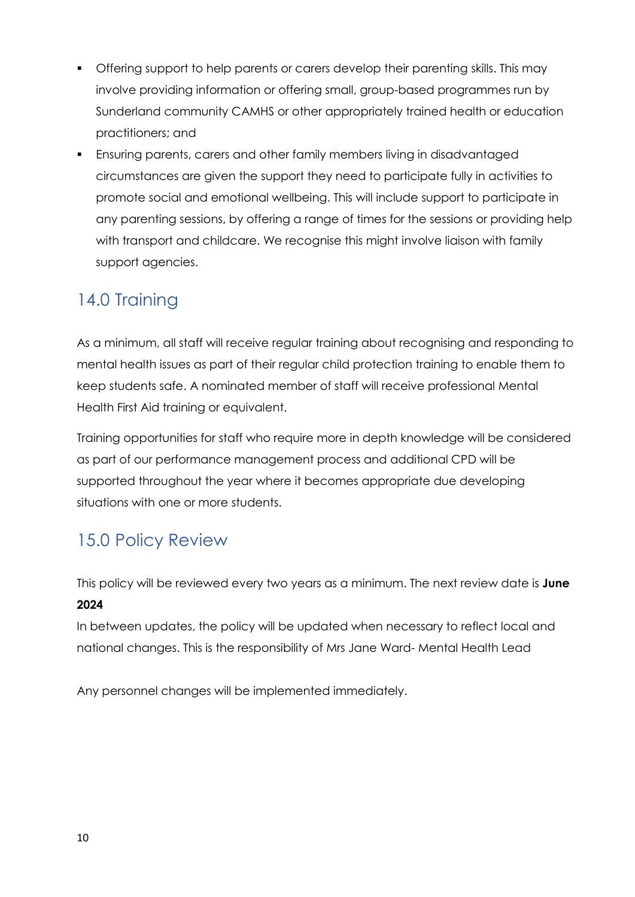- Offering support to help parents or carers develop their parenting skills. This may involve providing information or offering small, group-based programmes run by Sunderland community CAMHS or other appropriately trained health or education practitioners; and
- Ensuring parents, carers and other family members living in disadvantaged circumstances are given the support they need to participate fully in activities to promote social and emotional wellbeing. This will include support to participate in any parenting sessions, by offering a range of times for the sessions or providing help with transport and childcare. We recognise this might involve liaison with family support agencies.

## 14.0 Training

As a minimum, all staff will receive regular training about recognising and responding to mental health issues as part of their regular child protection training to enable them to keep students safe. A nominated member of staff will receive professional Mental Health First Aid training or equivalent.

Training opportunities for staff who require more in depth knowledge will be considered as part of our performance management process and additional CPD will be supported throughout the year where it becomes appropriate due developing situations with one or more students.

## 15.0 Policy Review

This policy will be reviewed every two years as a minimum. The next review date is **June 2024**

In between updates, the policy will be updated when necessary to reflect local and national changes. This is the responsibility of Mrs Jane Ward- Mental Health Lead

Any personnel changes will be implemented immediately.